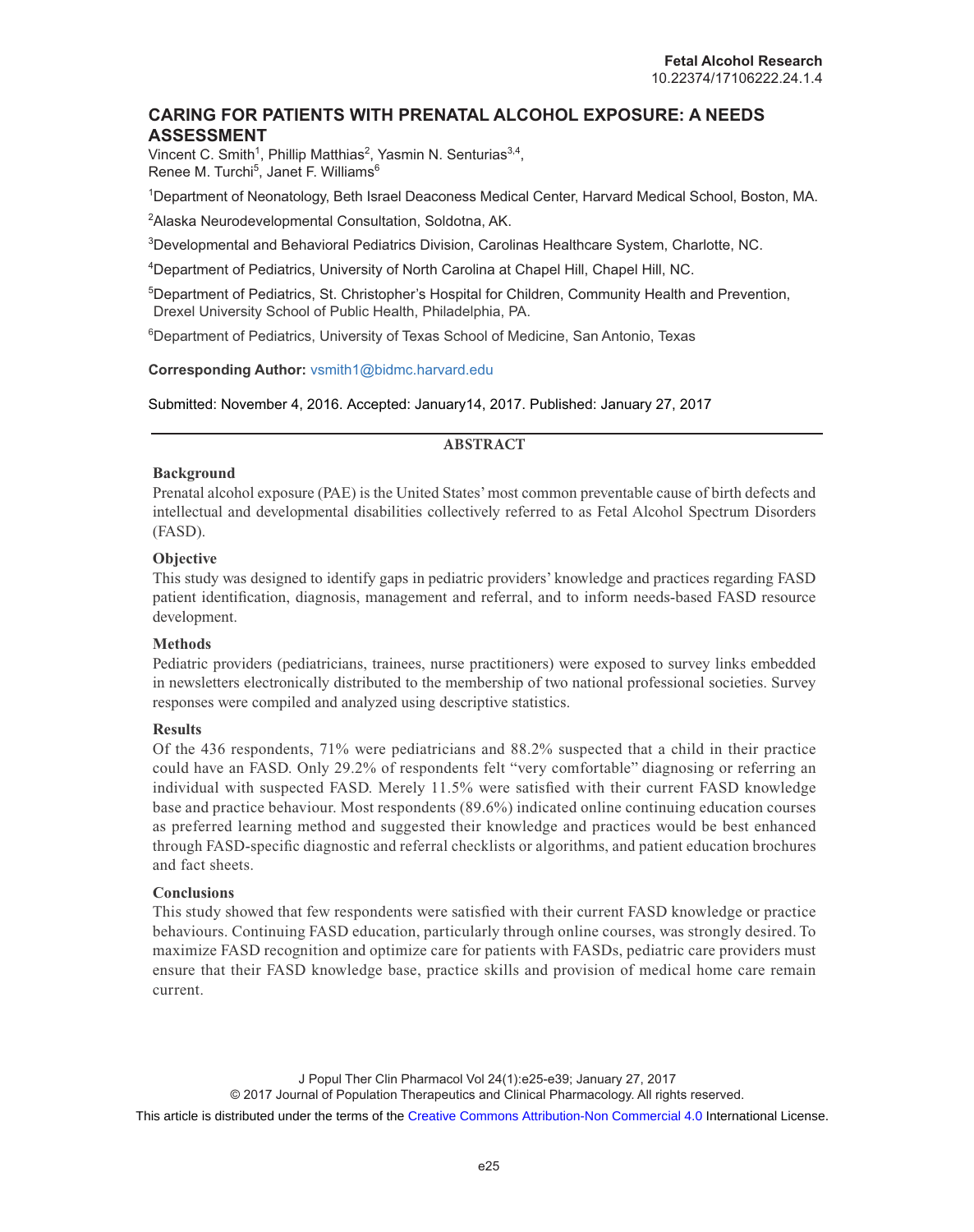Fetal Alcohol Research
10.22374/17106222.24.1.4

# CARING FOR PATIENTS WITH PRENATAL ALCOHOL EXPOSURE: A NEEDS ASSESSMENT

Vincent C. Smith[1], Phillip Matthias[2], Yasmin N. Senturias[3,4], Renee M. Turchi[5], Janet F. Williams[6]

[1]Department of Neonatology, Beth Israel Deaconess Medical Center, Harvard Medical School, Boston, MA.

[2]Alaska Neurodevelopmental Consultation, Soldotna, AK.

[3]Developmental and Behavioral Pediatrics Division, Carolinas Healthcare System, Charlotte, NC.

[4]Department of Pediatrics, University of North Carolina at Chapel Hill, Chapel Hill, NC.

[5]Department of Pediatrics, St. Christopher's Hospital for Children, Community Health and Prevention, Drexel University School of Public Health, Philadelphia, PA.

[6]Department of Pediatrics, University of Texas School of Medicine, San Antonio, Texas

**Corresponding Author:** vsmith1@bidmc.harvard.edu

Submitted: November 4, 2016. Accepted: January14, 2017. Published: January 27, 2017

## ABSTRACT

### Background

Prenatal alcohol exposure (PAE) is the United States' most common preventable cause of birth defects and intellectual and developmental disabilities collectively referred to as Fetal Alcohol Spectrum Disorders (FASD).

### Objective

This study was designed to identify gaps in pediatric providers' knowledge and practices regarding FASD patient identification, diagnosis, management and referral, and to inform needs-based FASD resource development.

### Methods

Pediatric providers (pediatricians, trainees, nurse practitioners) were exposed to survey links embedded in newsletters electronically distributed to the membership of two national professional societies. Survey responses were compiled and analyzed using descriptive statistics.

### Results

Of the 436 respondents, 71% were pediatricians and 88.2% suspected that a child in their practice could have an FASD. Only 29.2% of respondents felt "very comfortable" diagnosing or referring an individual with suspected FASD. Merely 11.5% were satisfied with their current FASD knowledge base and practice behaviour. Most respondents (89.6%) indicated online continuing education courses as preferred learning method and suggested their knowledge and practices would be best enhanced through FASD-specific diagnostic and referral checklists or algorithms, and patient education brochures and fact sheets.

### Conclusions

This study showed that few respondents were satisfied with their current FASD knowledge or practice behaviours. Continuing FASD education, particularly through online courses, was strongly desired. To maximize FASD recognition and optimize care for patients with FASDs, pediatric care providers must ensure that their FASD knowledge base, practice skills and provision of medical home care remain current.

© 2017 Journal of Population Therapeutics and Clinical Pharmacology. All rights reserved.

This article is distributed under the terms of the Creative Commons Attribution-Non Commercial 4.0 International License.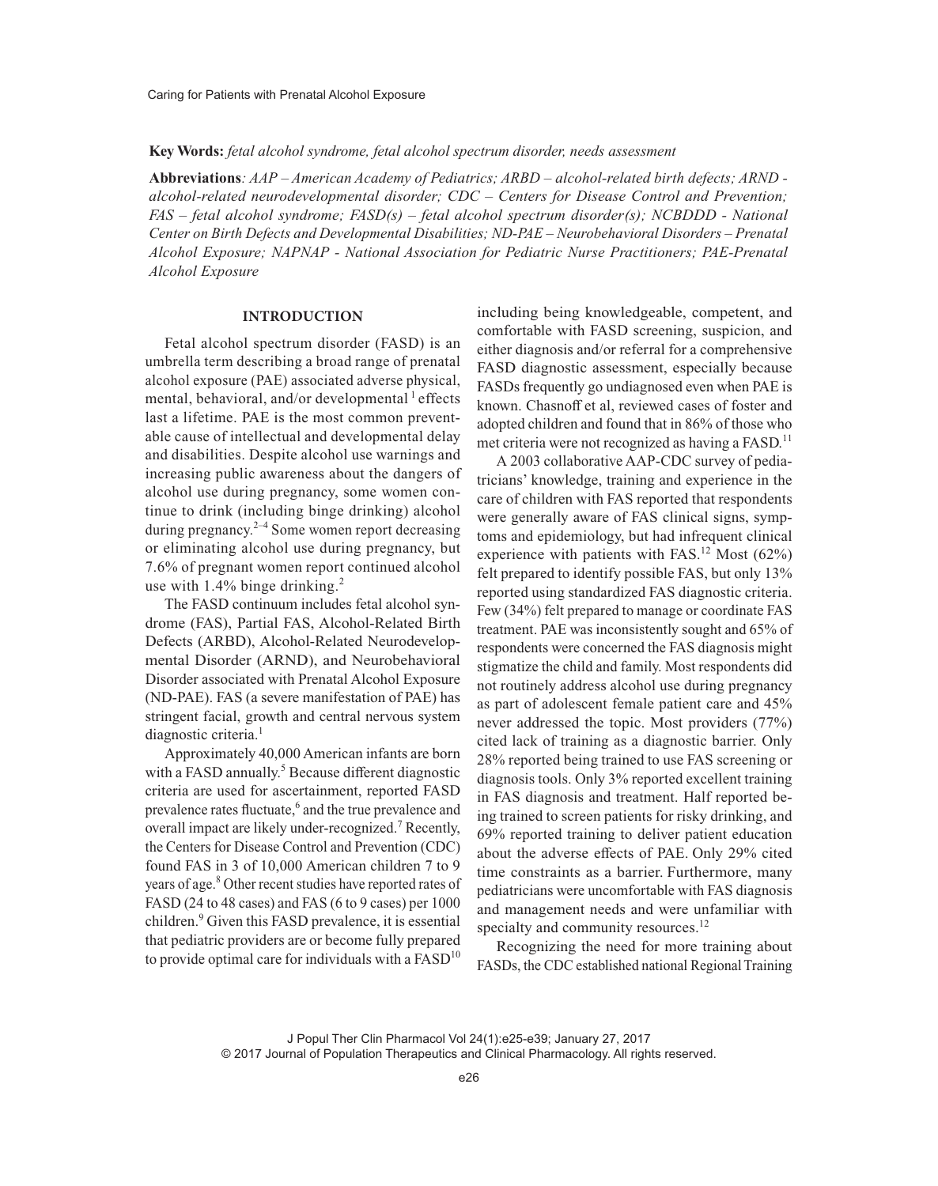**Key Words:** *fetal alcohol syndrome, fetal alcohol spectrum disorder, needs assessment*

**Abbreviations***: AAP – American Academy of Pediatrics; ARBD – alcohol-related birth defects; ARND - alcohol-related neurodevelopmental disorder; CDC – Centers for Disease Control and Prevention; FAS – fetal alcohol syndrome; FASD(s) – fetal alcohol spectrum disorder(s); NCBDDD - National Center on Birth Defects and Developmental Disabilities; ND-PAE – Neurobehavioral Disorders – Prenatal Alcohol Exposure; NAPNAP - National Association for Pediatric Nurse Practitioners; PAE-Prenatal Alcohol Exposure*

## INTRODUCTION

Fetal alcohol spectrum disorder (FASD) is an umbrella term describing a broad range of prenatal alcohol exposure (PAE) associated adverse physical, mental, behavioral, and/or developmental [1] effects last a lifetime. PAE is the most common preventable cause of intellectual and developmental delay and disabilities. Despite alcohol use warnings and increasing public awareness about the dangers of alcohol use during pregnancy, some women continue to drink (including binge drinking) alcohol during pregnancy.[2–4] Some women report decreasing or eliminating alcohol use during pregnancy, but 7.6% of pregnant women report continued alcohol use with 1.4% binge drinking.[2]

The FASD continuum includes fetal alcohol syndrome (FAS), Partial FAS, Alcohol-Related Birth Defects (ARBD), Alcohol-Related Neurodevelopmental Disorder (ARND), and Neurobehavioral Disorder associated with Prenatal Alcohol Exposure (ND-PAE). FAS (a severe manifestation of PAE) has stringent facial, growth and central nervous system diagnostic criteria.[1]

Approximately 40,000 American infants are born with a FASD annually.[5] Because different diagnostic criteria are used for ascertainment, reported FASD prevalence rates fluctuate,[6] and the true prevalence and overall impact are likely under-recognized.[7] Recently, the Centers for Disease Control and Prevention (CDC) found FAS in 3 of 10,000 American children 7 to 9 years of age.[8] Other recent studies have reported rates of FASD (24 to 48 cases) and FAS (6 to 9 cases) per 1000 children.[9] Given this FASD prevalence, it is essential that pediatric providers are or become fully prepared to provide optimal care for individuals with a FASD[10] including being knowledgeable, competent, and comfortable with FASD screening, suspicion, and either diagnosis and/or referral for a comprehensive FASD diagnostic assessment, especially because FASDs frequently go undiagnosed even when PAE is known. Chasnoff et al, reviewed cases of foster and adopted children and found that in 86% of those who met criteria were not recognized as having a FASD.[11]

A 2003 collaborative AAP-CDC survey of pediatricians' knowledge, training and experience in the care of children with FAS reported that respondents were generally aware of FAS clinical signs, symptoms and epidemiology, but had infrequent clinical experience with patients with FAS.[12] Most (62%) felt prepared to identify possible FAS, but only 13% reported using standardized FAS diagnostic criteria. Few (34%) felt prepared to manage or coordinate FAS treatment. PAE was inconsistently sought and 65% of respondents were concerned the FAS diagnosis might stigmatize the child and family. Most respondents did not routinely address alcohol use during pregnancy as part of adolescent female patient care and 45% never addressed the topic. Most providers (77%) cited lack of training as a diagnostic barrier. Only 28% reported being trained to use FAS screening or diagnosis tools. Only 3% reported excellent training in FAS diagnosis and treatment. Half reported being trained to screen patients for risky drinking, and 69% reported training to deliver patient education about the adverse effects of PAE. Only 29% cited time constraints as a barrier. Furthermore, many pediatricians were uncomfortable with FAS diagnosis and management needs and were unfamiliar with specialty and community resources.[12]

Recognizing the need for more training about FASDs, the CDC established national Regional Training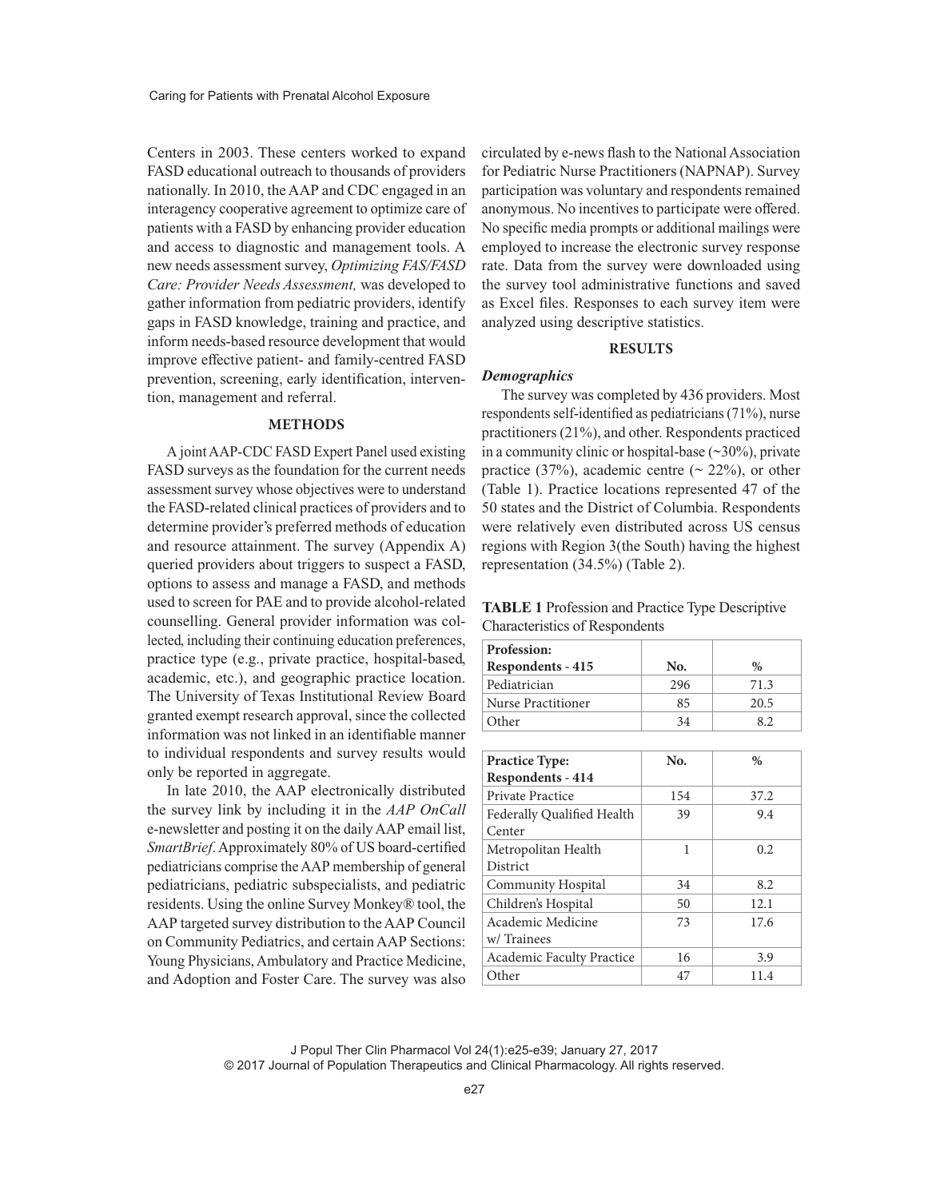Centers in 2003. These centers worked to expand FASD educational outreach to thousands of providers nationally. In 2010, the AAP and CDC engaged in an interagency cooperative agreement to optimize care of patients with a FASD by enhancing provider education and access to diagnostic and management tools. A new needs assessment survey, *Optimizing FAS/FASD Care: Provider Needs Assessment,* was developed to gather information from pediatric providers, identify gaps in FASD knowledge, training and practice, and inform needs-based resource development that would improve effective patient- and family-centred FASD prevention, screening, early identification, intervention, management and referral.

## METHODS

A joint AAP-CDC FASD Expert Panel used existing FASD surveys as the foundation for the current needs assessment survey whose objectives were to understand the FASD-related clinical practices of providers and to determine provider's preferred methods of education and resource attainment. The survey (Appendix A) queried providers about triggers to suspect a FASD, options to assess and manage a FASD, and methods used to screen for PAE and to provide alcohol-related counselling. General provider information was collected, including their continuing education preferences, practice type (e.g., private practice, hospital-based, academic, etc.), and geographic practice location. The University of Texas Institutional Review Board granted exempt research approval, since the collected information was not linked in an identifiable manner to individual respondents and survey results would only be reported in aggregate.

In late 2010, the AAP electronically distributed the survey link by including it in the *AAP OnCall* e-newsletter and posting it on the daily AAP email list, *SmartBrief*. Approximately 80% of US board-certified pediatricians comprise the AAP membership of general pediatricians, pediatric subspecialists, and pediatric residents. Using the online Survey Monkey® tool, the AAP targeted survey distribution to the AAP Council on Community Pediatrics, and certain AAP Sections: Young Physicians, Ambulatory and Practice Medicine, and Adoption and Foster Care. The survey was also circulated by e-news flash to the National Association for Pediatric Nurse Practitioners (NAPNAP). Survey participation was voluntary and respondents remained anonymous. No incentives to participate were offered. No specific media prompts or additional mailings were employed to increase the electronic survey response rate. Data from the survey were downloaded using the survey tool administrative functions and saved as Excel files. Responses to each survey item were analyzed using descriptive statistics.

## RESULTS

### *Demographics*

The survey was completed by 436 providers. Most respondents self-identified as pediatricians (71%), nurse practitioners (21%), and other. Respondents practiced in a community clinic or hospital-base (~30%), private practice (37%), academic centre (~ 22%), or other (Table 1). Practice locations represented 47 of the 50 states and the District of Columbia. Respondents were relatively even distributed across US census regions with Region 3(the South) having the highest representation (34.5%) (Table 2).

**TABLE 1** Profession and Practice Type Descriptive Characteristics of Respondents

| Profession: Respondents - 415 | No. | % |
|---|---|---|
| Pediatrician | 296 | 71.3 |
| Nurse Practitioner | 85 | 20.5 |
| Other | 34 | 8.2 |

| Practice Type: Respondents - 414 | No. | % |
|---|---|---|
| Private Practice | 154 | 37.2 |
| Federally Qualified Health Center | 39 | 9.4 |
| Metropolitan Health District | 1 | 0.2 |
| Community Hospital | 34 | 8.2 |
| Children's Hospital | 50 | 12.1 |
| Academic Medicine w/ Trainees | 73 | 17.6 |
| Academic Faculty Practice | 16 | 3.9 |
| Other | 47 | 11.4 |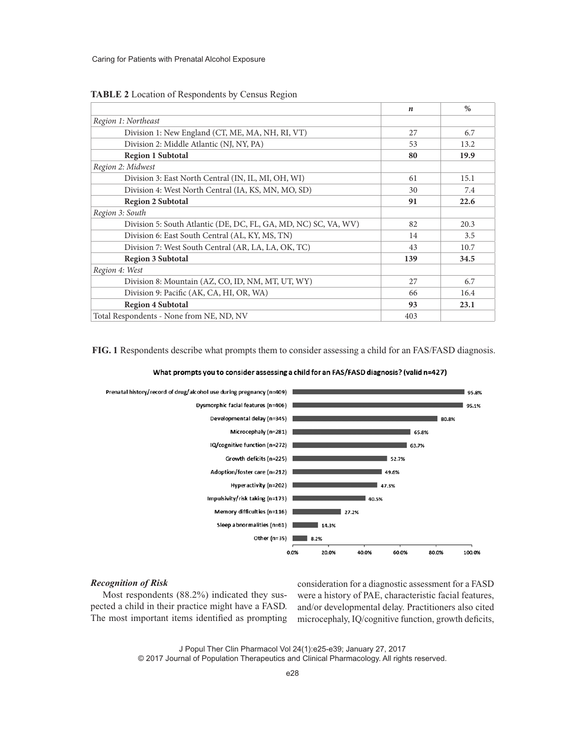**TABLE 2** Location of Respondents by Census Region

| | *n* | % |
|---|---|---|
| *Region 1: Northeast* | | |
| Division 1: New England (CT, ME, MA, NH, RI, VT) | 27 | 6.7 |
| Division 2: Middle Atlantic (NJ, NY, PA) | 53 | 13.2 |
| **Region 1 Subtotal** | **80** | **19.9** |
| *Region 2: Midwest* | | |
| Division 3: East North Central (IN, IL, MI, OH, WI) | 61 | 15.1 |
| Division 4: West North Central (IA, KS, MN, MO, SD) | 30 | 7.4 |
| **Region 2 Subtotal** | **91** | **22.6** |
| *Region 3: South* | | |
| Division 5: South Atlantic (DE, DC, FL, GA, MD, NC) SC, VA, WV) | 82 | 20.3 |
| Division 6: East South Central (AL, KY, MS, TN) | 14 | 3.5 |
| Division 7: West South Central (AR, LA, LA, OK, TC) | 43 | 10.7 |
| **Region 3 Subtotal** | **139** | **34.5** |
| *Region 4: West* | | |
| Division 8: Mountain (AZ, CO, ID, NM, MT, UT, WY) | 27 | 6.7 |
| Division 9: Pacific (AK, CA, HI, OR, WA) | 66 | 16.4 |
| **Region 4 Subtotal** | **93** | **23.1** |
| Total Respondents - None from NE, ND, NV | 403 | |

**FIG. 1** Respondents describe what prompts them to consider assessing a child for an FAS/FASD diagnosis.

What prompts you to consider assessing a child for an FAS/FASD diagnosis? (valid n=427)

| Item | % |
|---|---|
| Prenatal history/record of drug/alcohol use during pregnancy (n=409) | 95.8% |
| Dysmorphic facial features (n=406) | 95.1% |
| Developmental delay (n=345) | 80.8% |
| Microcephaly (n=281) | 65.8% |
| IQ/cognitive function (n=272) | 63.7% |
| Growth deficits (n=225) | 52.7% |
| Adoption/foster care (n=212) | 49.6% |
| Hyperactivity (n=202) | 47.3% |
| Impulsivity/risk taking (n=173) | 40.5% |
| Memory difficulties (n=116) | 27.2% |
| Sleep abnormalities (n=61) | 14.3% |
| Other (n=35) | 8.2% |

### *Recognition of Risk*

Most respondents (88.2%) indicated they suspected a child in their practice might have a FASD. The most important items identified as prompting consideration for a diagnostic assessment for a FASD were a history of PAE, characteristic facial features, and/or developmental delay. Practitioners also cited microcephaly, IQ/cognitive function, growth deficits,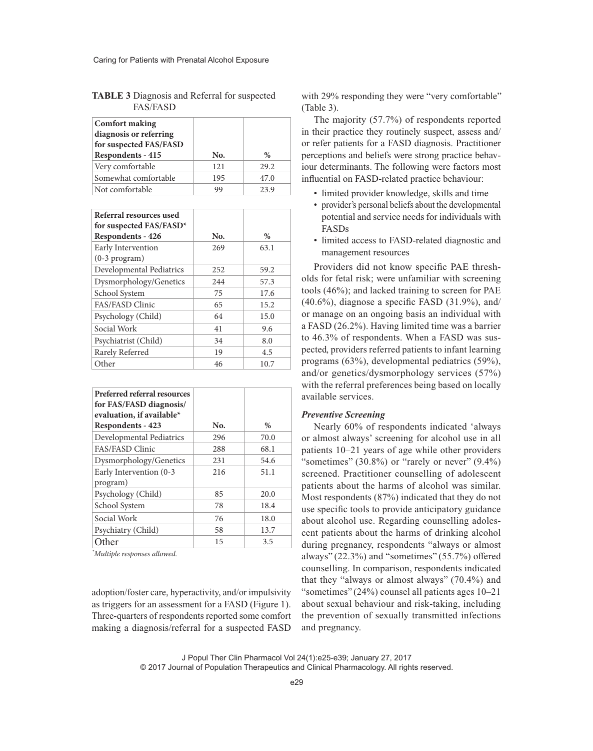**TABLE 3** Diagnosis and Referral for suspected FAS/FASD

| Comfort making diagnosis or referring for suspected FAS/FASD Respondents - 415 | No. | % |
|---|---|---|
| Very comfortable | 121 | 29.2 |
| Somewhat comfortable | 195 | 47.0 |
| Not comfortable | 99 | 23.9 |

| Referral resources used for suspected FAS/FASD* Respondents - 426 | No. | % |
|---|---|---|
| Early Intervention (0-3 program) | 269 | 63.1 |
| Developmental Pediatrics | 252 | 59.2 |
| Dysmorphology/Genetics | 244 | 57.3 |
| School System | 75 | 17.6 |
| FAS/FASD Clinic | 65 | 15.2 |
| Psychology (Child) | 64 | 15.0 |
| Social Work | 41 | 9.6 |
| Psychiatrist (Child) | 34 | 8.0 |
| Rarely Referred | 19 | 4.5 |
| Other | 46 | 10.7 |

| Preferred referral resources for FAS/FASD diagnosis/ evaluation, if available* Respondents - 423 | No. | % |
|---|---|---|
| Developmental Pediatrics | 296 | 70.0 |
| FAS/FASD Clinic | 288 | 68.1 |
| Dysmorphology/Genetics | 231 | 54.6 |
| Early Intervention (0-3 program) | 216 | 51.1 |
| Psychology (Child) | 85 | 20.0 |
| School System | 78 | 18.4 |
| Social Work | 76 | 18.0 |
| Psychiatry (Child) | 58 | 13.7 |
| Other | 15 | 3.5 |

*Multiple responses allowed.*

adoption/foster care, hyperactivity, and/or impulsivity as triggers for an assessment for a FASD (Figure 1). Three-quarters of respondents reported some comfort making a diagnosis/referral for a suspected FASD with 29% responding they were "very comfortable" (Table 3).

The majority (57.7%) of respondents reported in their practice they routinely suspect, assess and/ or refer patients for a FASD diagnosis. Practitioner perceptions and beliefs were strong practice behaviour determinants. The following were factors most influential on FASD-related practice behaviour:

- limited provider knowledge, skills and time
- provider's personal beliefs about the developmental potential and service needs for individuals with FASDs
- limited access to FASD-related diagnostic and management resources

Providers did not know specific PAE thresholds for fetal risk; were unfamiliar with screening tools (46%); and lacked training to screen for PAE (40.6%), diagnose a specific FASD (31.9%), and/ or manage on an ongoing basis an individual with a FASD (26.2%). Having limited time was a barrier to 46.3% of respondents. When a FASD was suspected, providers referred patients to infant learning programs (63%), developmental pediatrics (59%), and/or genetics/dysmorphology services (57%) with the referral preferences being based on locally available services.

### *Preventive Screening*

Nearly 60% of respondents indicated 'always or almost always' screening for alcohol use in all patients 10–21 years of age while other providers "sometimes" (30.8%) or "rarely or never" (9.4%) screened. Practitioner counselling of adolescent patients about the harms of alcohol was similar. Most respondents (87%) indicated that they do not use specific tools to provide anticipatory guidance about alcohol use. Regarding counselling adolescent patients about the harms of drinking alcohol during pregnancy, respondents "always or almost always" (22.3%) and "sometimes" (55.7%) offered counselling. In comparison, respondents indicated that they "always or almost always" (70.4%) and "sometimes" (24%) counsel all patients ages 10–21 about sexual behaviour and risk-taking, including the prevention of sexually transmitted infections and pregnancy.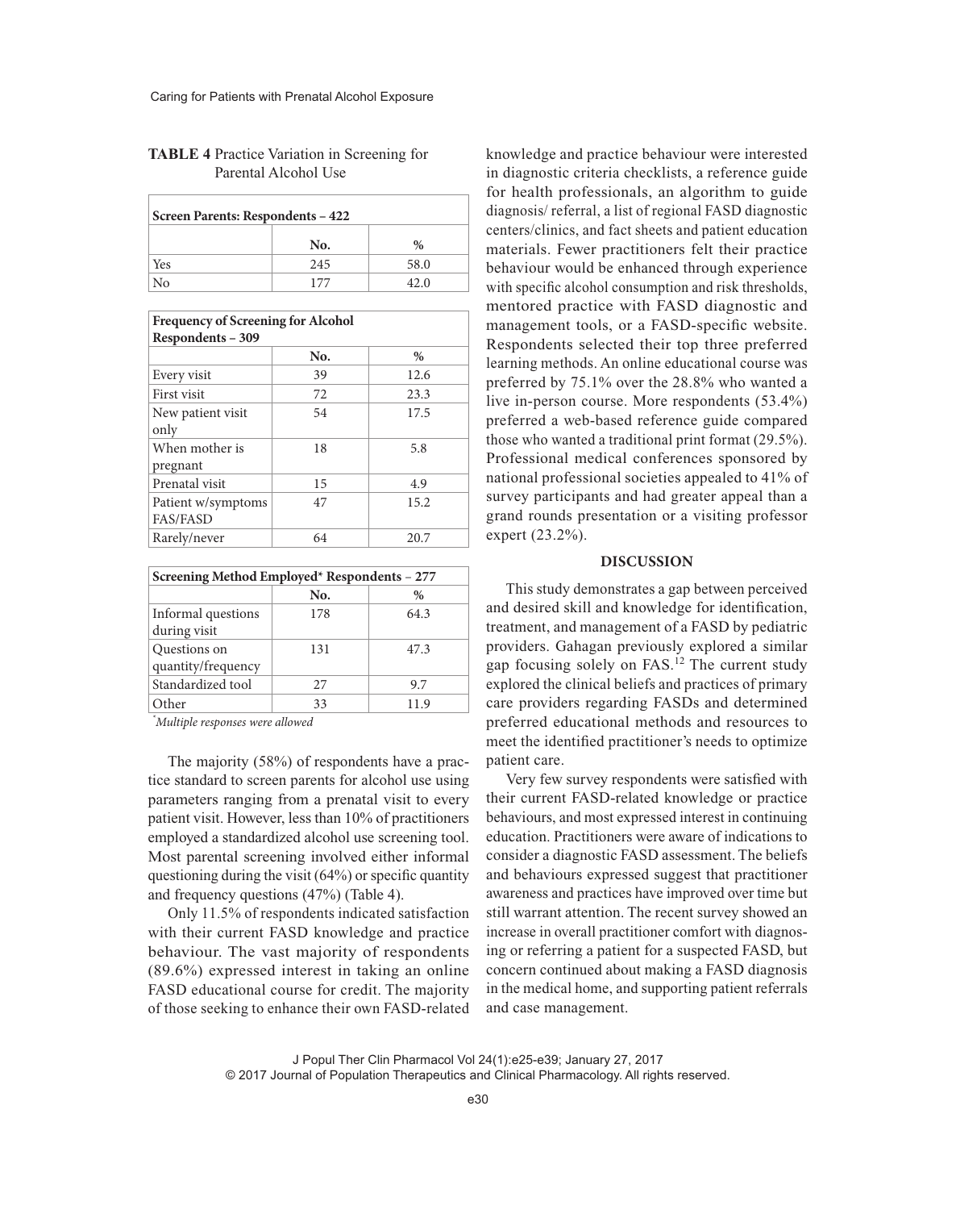**TABLE 4** Practice Variation in Screening for Parental Alcohol Use

| Screen Parents: Respondents – 422 | | |
|---|---|---|
| | No. | % |
| Yes | 245 | 58.0 |
| No | 177 | 42.0 |

| Frequency of Screening for Alcohol Respondents – 309 | | |
|---|---|---|
| | No. | % |
| Every visit | 39 | 12.6 |
| First visit | 72 | 23.3 |
| New patient visit only | 54 | 17.5 |
| When mother is pregnant | 18 | 5.8 |
| Prenatal visit | 15 | 4.9 |
| Patient w/symptoms FAS/FASD | 47 | 15.2 |
| Rarely/never | 64 | 20.7 |

| Screening Method Employed* Respondents – 277 | | |
|---|---|---|
| | No. | % |
| Informal questions during visit | 178 | 64.3 |
| Questions on quantity/frequency | 131 | 47.3 |
| Standardized tool | 27 | 9.7 |
| Other | 33 | 11.9 |

*Multiple responses were allowed*

The majority (58%) of respondents have a practice standard to screen parents for alcohol use using parameters ranging from a prenatal visit to every patient visit. However, less than 10% of practitioners employed a standardized alcohol use screening tool. Most parental screening involved either informal questioning during the visit (64%) or specific quantity and frequency questions (47%) (Table 4).

Only 11.5% of respondents indicated satisfaction with their current FASD knowledge and practice behaviour. The vast majority of respondents (89.6%) expressed interest in taking an online FASD educational course for credit. The majority of those seeking to enhance their own FASD-related knowledge and practice behaviour were interested in diagnostic criteria checklists, a reference guide for health professionals, an algorithm to guide diagnosis/ referral, a list of regional FASD diagnostic centers/clinics, and fact sheets and patient education materials. Fewer practitioners felt their practice behaviour would be enhanced through experience with specific alcohol consumption and risk thresholds, mentored practice with FASD diagnostic and management tools, or a FASD-specific website. Respondents selected their top three preferred learning methods. An online educational course was preferred by 75.1% over the 28.8% who wanted a live in-person course. More respondents (53.4%) preferred a web-based reference guide compared those who wanted a traditional print format (29.5%). Professional medical conferences sponsored by national professional societies appealed to 41% of survey participants and had greater appeal than a grand rounds presentation or a visiting professor expert (23.2%).

## DISCUSSION

This study demonstrates a gap between perceived and desired skill and knowledge for identification, treatment, and management of a FASD by pediatric providers. Gahagan previously explored a similar gap focusing solely on FAS.[12] The current study explored the clinical beliefs and practices of primary care providers regarding FASDs and determined preferred educational methods and resources to meet the identified practitioner's needs to optimize patient care.

Very few survey respondents were satisfied with their current FASD-related knowledge or practice behaviours, and most expressed interest in continuing education. Practitioners were aware of indications to consider a diagnostic FASD assessment. The beliefs and behaviours expressed suggest that practitioner awareness and practices have improved over time but still warrant attention. The recent survey showed an increase in overall practitioner comfort with diagnosing or referring a patient for a suspected FASD, but concern continued about making a FASD diagnosis in the medical home, and supporting patient referrals and case management.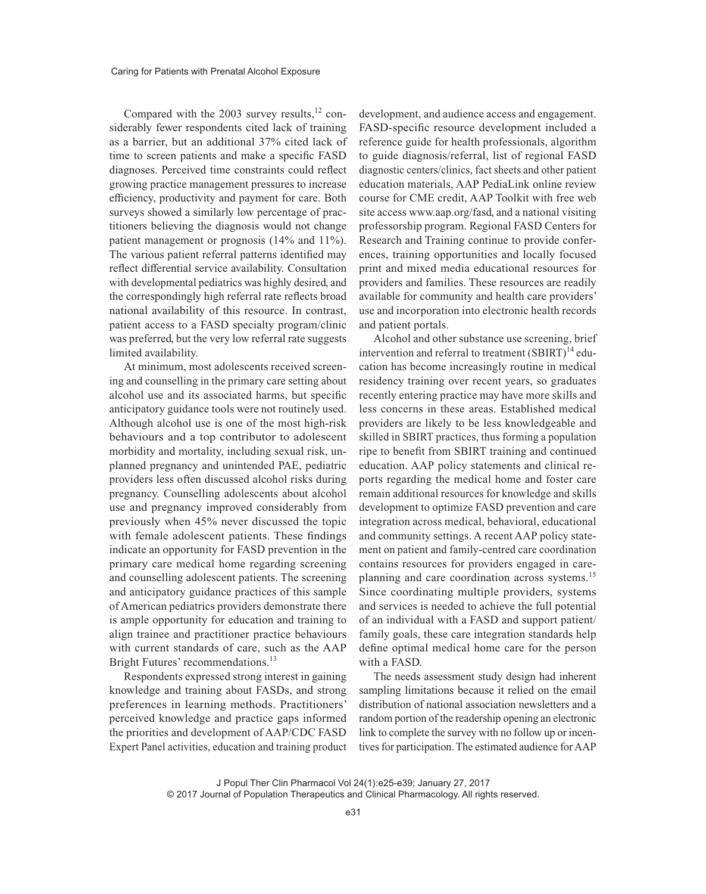Compared with the 2003 survey results,[12] considerably fewer respondents cited lack of training as a barrier, but an additional 37% cited lack of time to screen patients and make a specific FASD diagnoses. Perceived time constraints could reflect growing practice management pressures to increase efficiency, productivity and payment for care. Both surveys showed a similarly low percentage of practitioners believing the diagnosis would not change patient management or prognosis (14% and 11%). The various patient referral patterns identified may reflect differential service availability. Consultation with developmental pediatrics was highly desired, and the correspondingly high referral rate reflects broad national availability of this resource. In contrast, patient access to a FASD specialty program/clinic was preferred, but the very low referral rate suggests limited availability.

At minimum, most adolescents received screening and counselling in the primary care setting about alcohol use and its associated harms, but specific anticipatory guidance tools were not routinely used. Although alcohol use is one of the most high-risk behaviours and a top contributor to adolescent morbidity and mortality, including sexual risk, unplanned pregnancy and unintended PAE, pediatric providers less often discussed alcohol risks during pregnancy. Counselling adolescents about alcohol use and pregnancy improved considerably from previously when 45% never discussed the topic with female adolescent patients. These findings indicate an opportunity for FASD prevention in the primary care medical home regarding screening and counselling adolescent patients. The screening and anticipatory guidance practices of this sample of American pediatrics providers demonstrate there is ample opportunity for education and training to align trainee and practitioner practice behaviours with current standards of care, such as the AAP Bright Futures' recommendations.[13]

Respondents expressed strong interest in gaining knowledge and training about FASDs, and strong preferences in learning methods. Practitioners' perceived knowledge and practice gaps informed the priorities and development of AAP/CDC FASD Expert Panel activities, education and training product development, and audience access and engagement. FASD-specific resource development included a reference guide for health professionals, algorithm to guide diagnosis/referral, list of regional FASD diagnostic centers/clinics, fact sheets and other patient education materials, AAP PediaLink online review course for CME credit, AAP Toolkit with free web site access www.aap.org/fasd, and a national visiting professorship program. Regional FASD Centers for Research and Training continue to provide conferences, training opportunities and locally focused print and mixed media educational resources for providers and families. These resources are readily available for community and health care providers' use and incorporation into electronic health records and patient portals.

Alcohol and other substance use screening, brief intervention and referral to treatment (SBIRT)[14] education has become increasingly routine in medical residency training over recent years, so graduates recently entering practice may have more skills and less concerns in these areas. Established medical providers are likely to be less knowledgeable and skilled in SBIRT practices, thus forming a population ripe to benefit from SBIRT training and continued education. AAP policy statements and clinical reports regarding the medical home and foster care remain additional resources for knowledge and skills development to optimize FASD prevention and care integration across medical, behavioral, educational and community settings. A recent AAP policy statement on patient and family-centred care coordination contains resources for providers engaged in care-planning and care coordination across systems.[15] Since coordinating multiple providers, systems and services is needed to achieve the full potential of an individual with a FASD and support patient/family goals, these care integration standards help define optimal medical home care for the person with a FASD.

The needs assessment study design had inherent sampling limitations because it relied on the email distribution of national association newsletters and a random portion of the readership opening an electronic link to complete the survey with no follow up or incentives for participation. The estimated audience for AAP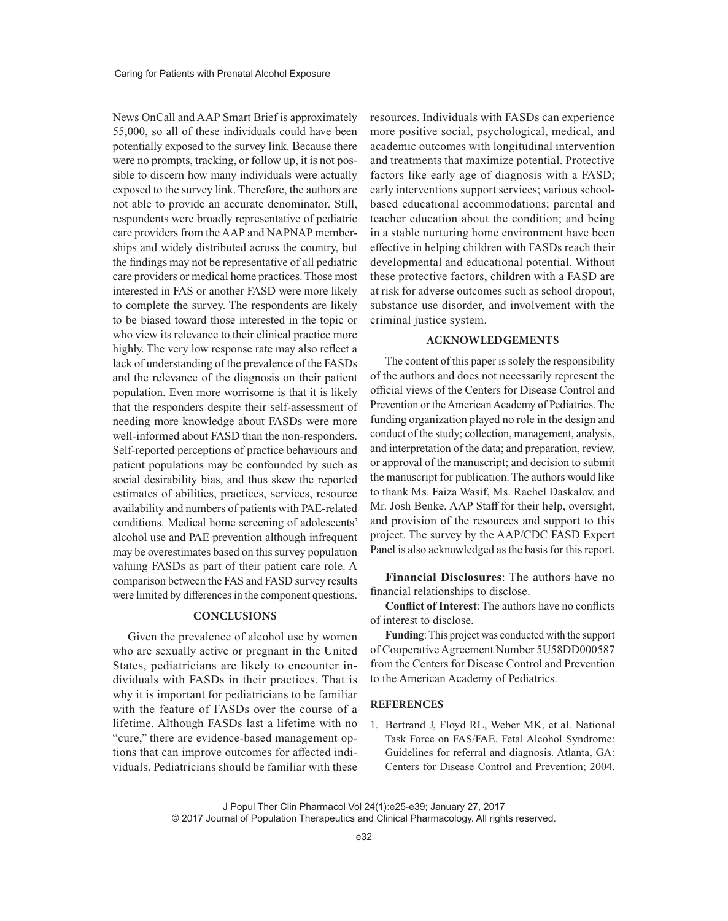News OnCall and AAP Smart Brief is approximately 55,000, so all of these individuals could have been potentially exposed to the survey link. Because there were no prompts, tracking, or follow up, it is not possible to discern how many individuals were actually exposed to the survey link. Therefore, the authors are not able to provide an accurate denominator. Still, respondents were broadly representative of pediatric care providers from the AAP and NAPNAP memberships and widely distributed across the country, but the findings may not be representative of all pediatric care providers or medical home practices. Those most interested in FAS or another FASD were more likely to complete the survey. The respondents are likely to be biased toward those interested in the topic or who view its relevance to their clinical practice more highly. The very low response rate may also reflect a lack of understanding of the prevalence of the FASDs and the relevance of the diagnosis on their patient population. Even more worrisome is that it is likely that the responders despite their self-assessment of needing more knowledge about FASDs were more well-informed about FASD than the non-responders. Self-reported perceptions of practice behaviours and patient populations may be confounded by such as social desirability bias, and thus skew the reported estimates of abilities, practices, services, resource availability and numbers of patients with PAE-related conditions. Medical home screening of adolescents' alcohol use and PAE prevention although infrequent may be overestimates based on this survey population valuing FASDs as part of their patient care role. A comparison between the FAS and FASD survey results were limited by differences in the component questions.

## CONCLUSIONS

Given the prevalence of alcohol use by women who are sexually active or pregnant in the United States, pediatricians are likely to encounter individuals with FASDs in their practices. That is why it is important for pediatricians to be familiar with the feature of FASDs over the course of a lifetime. Although FASDs last a lifetime with no "cure," there are evidence-based management options that can improve outcomes for affected individuals. Pediatricians should be familiar with these resources. Individuals with FASDs can experience more positive social, psychological, medical, and academic outcomes with longitudinal intervention and treatments that maximize potential. Protective factors like early age of diagnosis with a FASD; early interventions support services; various school-based educational accommodations; parental and teacher education about the condition; and being in a stable nurturing home environment have been effective in helping children with FASDs reach their developmental and educational potential. Without these protective factors, children with a FASD are at risk for adverse outcomes such as school dropout, substance use disorder, and involvement with the criminal justice system.

## ACKNOWLEDGEMENTS

The content of this paper is solely the responsibility of the authors and does not necessarily represent the official views of the Centers for Disease Control and Prevention or the American Academy of Pediatrics. The funding organization played no role in the design and conduct of the study; collection, management, analysis, and interpretation of the data; and preparation, review, or approval of the manuscript; and decision to submit the manuscript for publication. The authors would like to thank Ms. Faiza Wasif, Ms. Rachel Daskalov, and Mr. Josh Benke, AAP Staff for their help, oversight, and provision of the resources and support to this project. The survey by the AAP/CDC FASD Expert Panel is also acknowledged as the basis for this report.

**Financial Disclosures**: The authors have no financial relationships to disclose.

**Conflict of Interest**: The authors have no conflicts of interest to disclose.

**Funding**: This project was conducted with the support of Cooperative Agreement Number 5U58DD000587 from the Centers for Disease Control and Prevention to the American Academy of Pediatrics.

## REFERENCES

1. Bertrand J, Floyd RL, Weber MK, et al. National Task Force on FAS/FAE. Fetal Alcohol Syndrome: Guidelines for referral and diagnosis. Atlanta, GA: Centers for Disease Control and Prevention; 2004.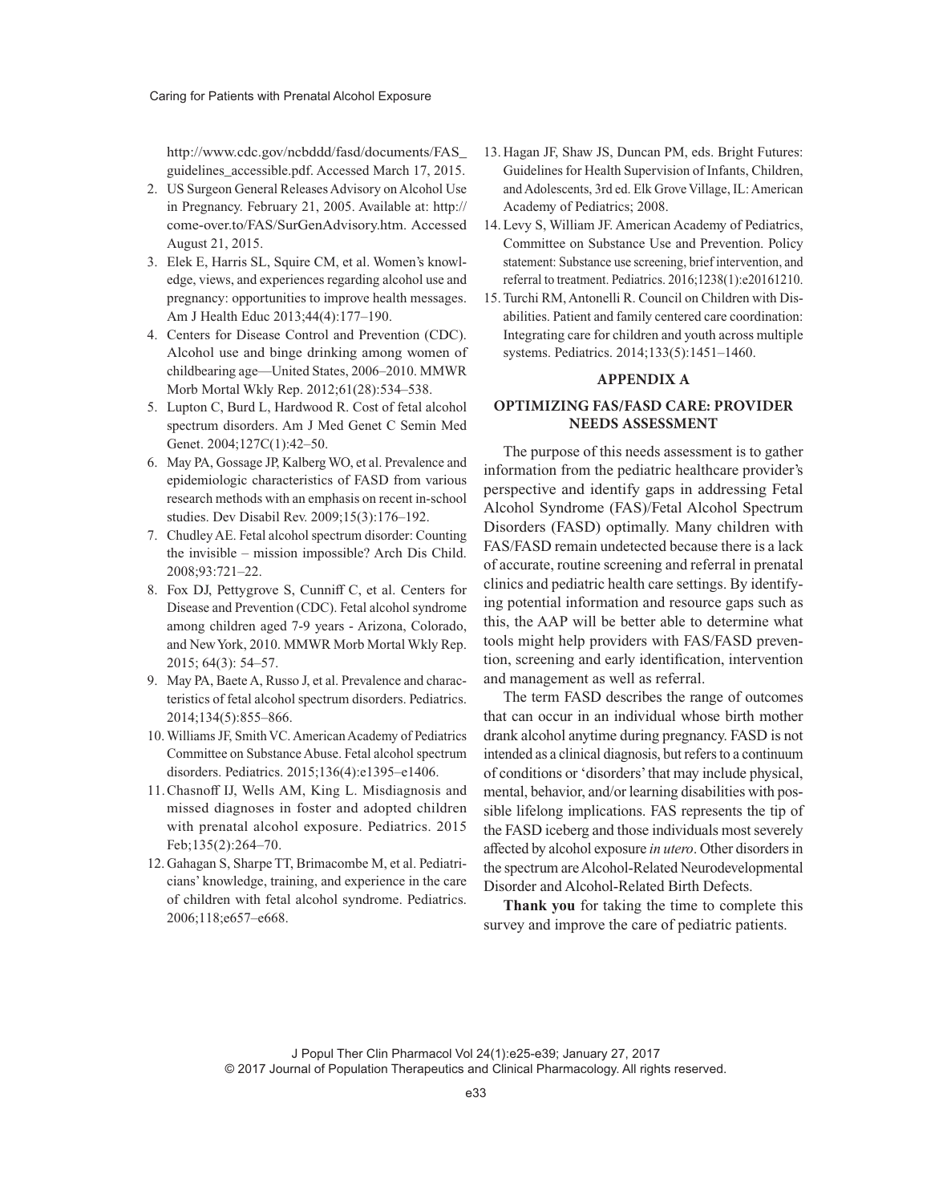http://www.cdc.gov/ncbddd/fasd/documents/FAS_guidelines_accessible.pdf. Accessed March 17, 2015.

2. US Surgeon General Releases Advisory on Alcohol Use in Pregnancy. February 21, 2005. Available at: http://come-over.to/FAS/SurGenAdvisory.htm. Accessed August 21, 2015.
3. Elek E, Harris SL, Squire CM, et al. Women's knowledge, views, and experiences regarding alcohol use and pregnancy: opportunities to improve health messages. Am J Health Educ 2013;44(4):177–190.
4. Centers for Disease Control and Prevention (CDC). Alcohol use and binge drinking among women of childbearing age—United States, 2006–2010. MMWR Morb Mortal Wkly Rep. 2012;61(28):534–538.
5. Lupton C, Burd L, Hardwood R. Cost of fetal alcohol spectrum disorders. Am J Med Genet C Semin Med Genet. 2004;127C(1):42–50.
6. May PA, Gossage JP, Kalberg WO, et al. Prevalence and epidemiologic characteristics of FASD from various research methods with an emphasis on recent in-school studies. Dev Disabil Rev. 2009;15(3):176–192.
7. Chudley AE. Fetal alcohol spectrum disorder: Counting the invisible – mission impossible? Arch Dis Child. 2008;93:721–22.
8. Fox DJ, Pettygrove S, Cunniff C, et al. Centers for Disease and Prevention (CDC). Fetal alcohol syndrome among children aged 7-9 years - Arizona, Colorado, and New York, 2010. MMWR Morb Mortal Wkly Rep. 2015; 64(3): 54–57.
9. May PA, Baete A, Russo J, et al. Prevalence and characteristics of fetal alcohol spectrum disorders. Pediatrics. 2014;134(5):855–866.
10. Williams JF, Smith VC. American Academy of Pediatrics Committee on Substance Abuse. Fetal alcohol spectrum disorders. Pediatrics. 2015;136(4):e1395–e1406.
11. Chasnoff IJ, Wells AM, King L. Misdiagnosis and missed diagnoses in foster and adopted children with prenatal alcohol exposure. Pediatrics. 2015 Feb;135(2):264–70.
12. Gahagan S, Sharpe TT, Brimacombe M, et al. Pediatricians' knowledge, training, and experience in the care of children with fetal alcohol syndrome. Pediatrics. 2006;118;e657–e668.
13. Hagan JF, Shaw JS, Duncan PM, eds. Bright Futures: Guidelines for Health Supervision of Infants, Children, and Adolescents, 3rd ed. Elk Grove Village, IL: American Academy of Pediatrics; 2008.
14. Levy S, William JF. American Academy of Pediatrics, Committee on Substance Use and Prevention. Policy statement: Substance use screening, brief intervention, and referral to treatment. Pediatrics. 2016;1238(1):e20161210.
15. Turchi RM, Antonelli R. Council on Children with Disabilities. Patient and family centered care coordination: Integrating care for children and youth across multiple systems. Pediatrics. 2014;133(5):1451–1460.

## APPENDIX A

## OPTIMIZING FAS/FASD CARE: PROVIDER NEEDS ASSESSMENT

The purpose of this needs assessment is to gather information from the pediatric healthcare provider's perspective and identify gaps in addressing Fetal Alcohol Syndrome (FAS)/Fetal Alcohol Spectrum Disorders (FASD) optimally. Many children with FAS/FASD remain undetected because there is a lack of accurate, routine screening and referral in prenatal clinics and pediatric health care settings. By identifying potential information and resource gaps such as this, the AAP will be better able to determine what tools might help providers with FAS/FASD prevention, screening and early identification, intervention and management as well as referral.

The term FASD describes the range of outcomes that can occur in an individual whose birth mother drank alcohol anytime during pregnancy. FASD is not intended as a clinical diagnosis, but refers to a continuum of conditions or 'disorders' that may include physical, mental, behavior, and/or learning disabilities with possible lifelong implications. FAS represents the tip of the FASD iceberg and those individuals most severely affected by alcohol exposure *in utero*. Other disorders in the spectrum are Alcohol-Related Neurodevelopmental Disorder and Alcohol-Related Birth Defects.

**Thank you** for taking the time to complete this survey and improve the care of pediatric patients.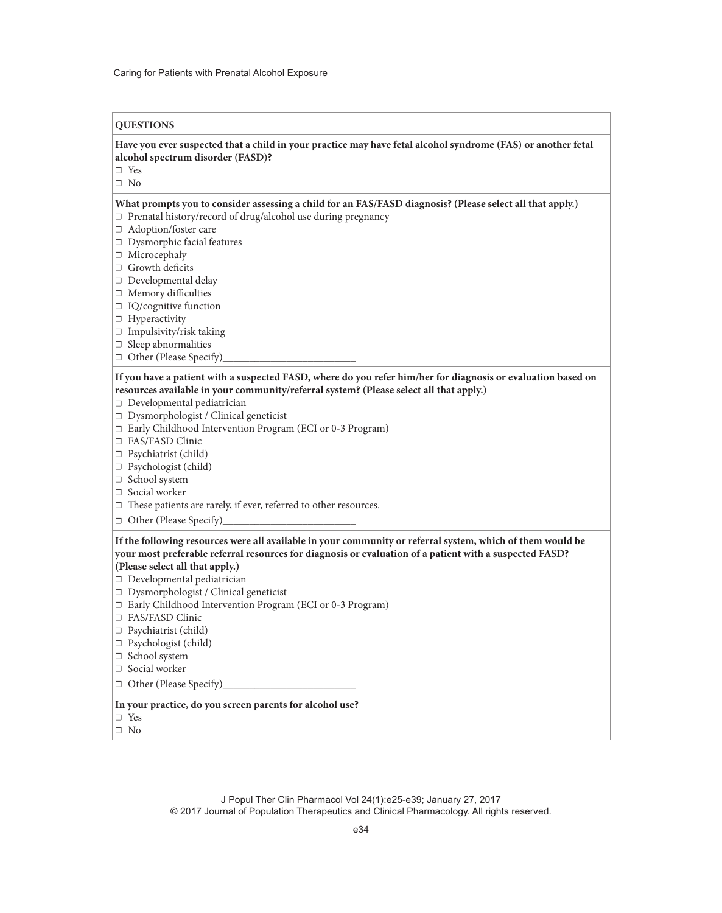**QUESTIONS**

**Have you ever suspected that a child in your practice may have fetal alcohol syndrome (FAS) or another fetal alcohol spectrum disorder (FASD)?**

- ☐ Yes
- ☐ No

**What prompts you to consider assessing a child for an FAS/FASD diagnosis? (Please select all that apply.)**

- ☐ Prenatal history/record of drug/alcohol use during pregnancy
- ☐ Adoption/foster care
- ☐ Dysmorphic facial features
- ☐ Microcephaly
- ☐ Growth deficits
- ☐ Developmental delay
- ☐ Memory difficulties
- ☐ IQ/cognitive function
- ☐ Hyperactivity
- ☐ Impulsivity/risk taking
- ☐ Sleep abnormalities
- ☐ Other (Please Specify)_________________________

**If you have a patient with a suspected FASD, where do you refer him/her for diagnosis or evaluation based on resources available in your community/referral system? (Please select all that apply.)**

- ☐ Developmental pediatrician
- ☐ Dysmorphologist / Clinical geneticist
- ☐ Early Childhood Intervention Program (ECI or 0-3 Program)
- ☐ FAS/FASD Clinic
- ☐ Psychiatrist (child)
- ☐ Psychologist (child)
- ☐ School system
- ☐ Social worker
- ☐ These patients are rarely, if ever, referred to other resources.
- ☐ Other (Please Specify)_________________________

**If the following resources were all available in your community or referral system, which of them would be your most preferable referral resources for diagnosis or evaluation of a patient with a suspected FASD? (Please select all that apply.)**

- ☐ Developmental pediatrician
- ☐ Dysmorphologist / Clinical geneticist
- ☐ Early Childhood Intervention Program (ECI or 0-3 Program)
- ☐ FAS/FASD Clinic
- ☐ Psychiatrist (child)
- ☐ Psychologist (child)
- ☐ School system
- ☐ Social worker
- ☐ Other (Please Specify)_________________________

**In your practice, do you screen parents for alcohol use?**

- ☐ Yes
- ☐ No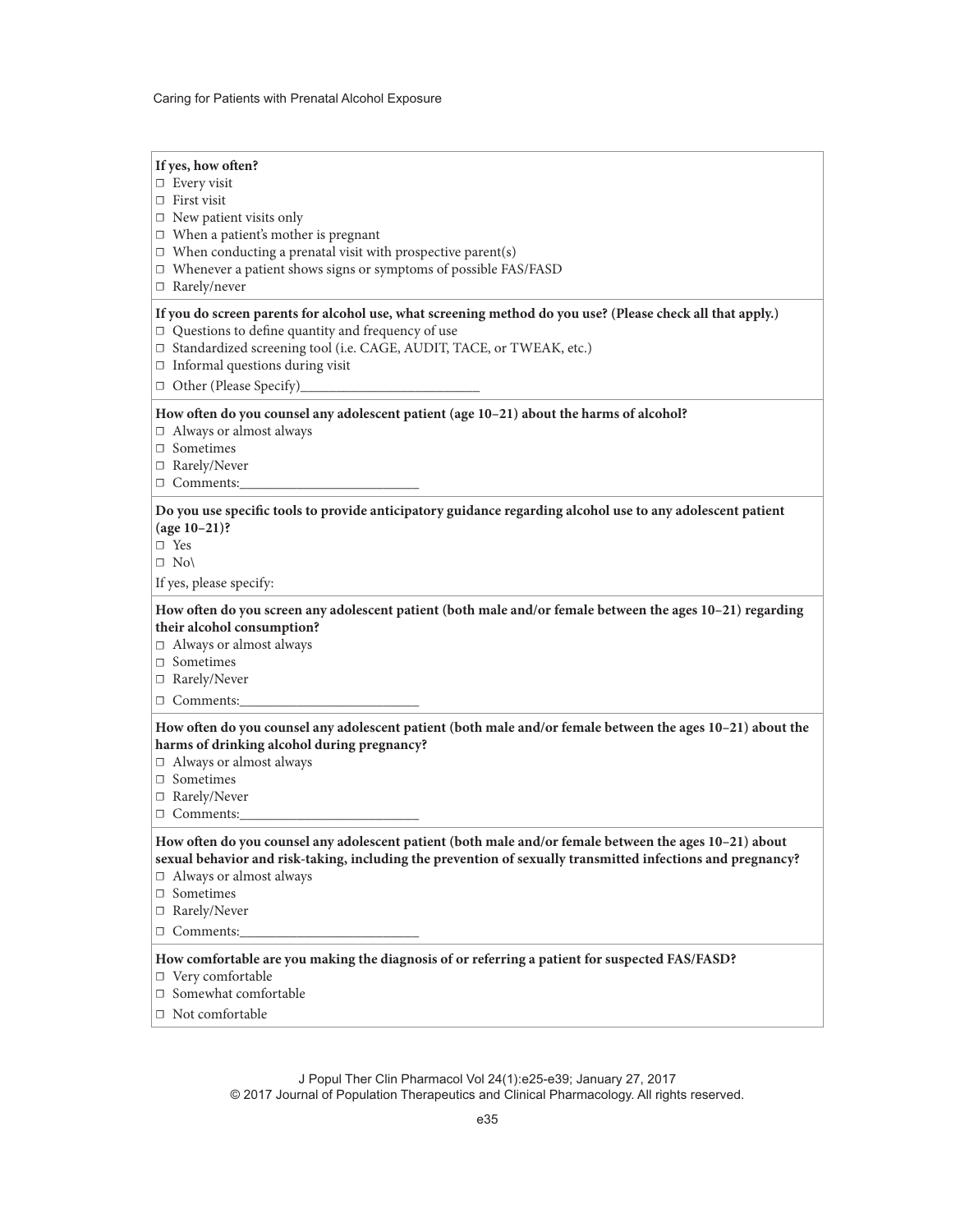**If yes, how often?**

- ☐ Every visit
- ☐ First visit
- ☐ New patient visits only
- ☐ When a patient's mother is pregnant
- ☐ When conducting a prenatal visit with prospective parent(s)
- ☐ Whenever a patient shows signs or symptoms of possible FAS/FASD
- ☐ Rarely/never

**If you do screen parents for alcohol use, what screening method do you use? (Please check all that apply.)**

- ☐ Questions to define quantity and frequency of use
- ☐ Standardized screening tool (i.e. CAGE, AUDIT, TACE, or TWEAK, etc.)
- ☐ Informal questions during visit
- ☐ Other (Please Specify)_________________________

**How often do you counsel any adolescent patient (age 10–21) about the harms of alcohol?**

- ☐ Always or almost always
- ☐ Sometimes
- ☐ Rarely/Never
- ☐ Comments:_________________________

**Do you use specific tools to provide anticipatory guidance regarding alcohol use to any adolescent patient (age 10–21)?**

- ☐ Yes
- ☐ No\

If yes, please specify:

**How often do you screen any adolescent patient (both male and/or female between the ages 10–21) regarding their alcohol consumption?**

- ☐ Always or almost always
- ☐ Sometimes
- ☐ Rarely/Never
- ☐ Comments:_________________________

**How often do you counsel any adolescent patient (both male and/or female between the ages 10–21) about the harms of drinking alcohol during pregnancy?**

- ☐ Always or almost always
- ☐ Sometimes
- ☐ Rarely/Never
- ☐ Comments:_________________________

**How often do you counsel any adolescent patient (both male and/or female between the ages 10–21) about sexual behavior and risk-taking, including the prevention of sexually transmitted infections and pregnancy?**

- ☐ Always or almost always
- ☐ Sometimes
- ☐ Rarely/Never
- ☐ Comments:_________________________

**How comfortable are you making the diagnosis of or referring a patient for suspected FAS/FASD?**

- ☐ Very comfortable
- ☐ Somewhat comfortable
- ☐ Not comfortable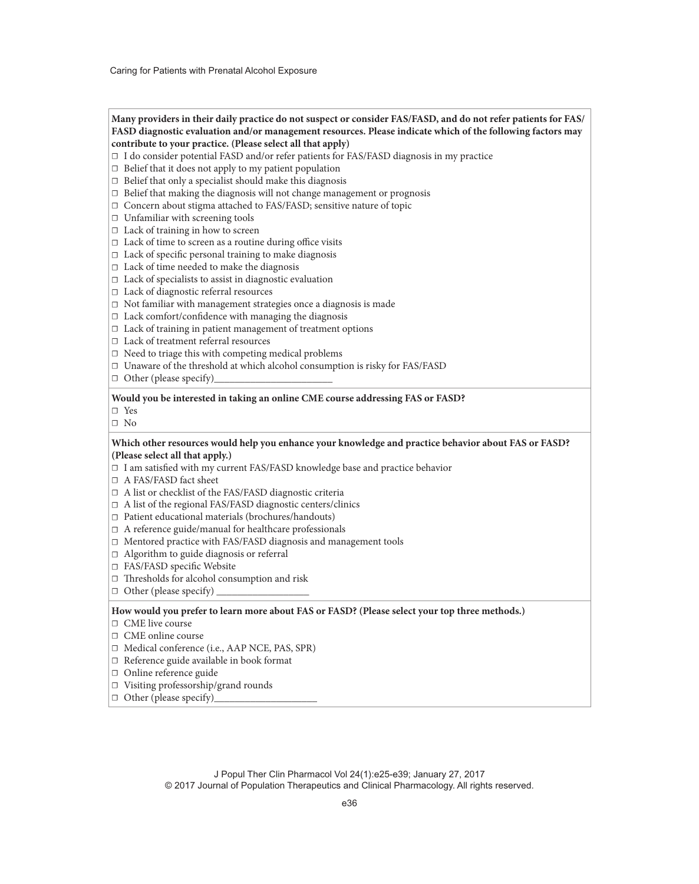**Many providers in their daily practice do not suspect or consider FAS/FASD, and do not refer patients for FAS/FASD diagnostic evaluation and/or management resources. Please indicate which of the following factors may contribute to your practice. (Please select all that apply)**

- ☐ I do consider potential FASD and/or refer patients for FAS/FASD diagnosis in my practice
- ☐ Belief that it does not apply to my patient population
- ☐ Belief that only a specialist should make this diagnosis
- ☐ Belief that making the diagnosis will not change management or prognosis
- ☐ Concern about stigma attached to FAS/FASD; sensitive nature of topic
- ☐ Unfamiliar with screening tools
- ☐ Lack of training in how to screen
- ☐ Lack of time to screen as a routine during office visits
- ☐ Lack of specific personal training to make diagnosis
- ☐ Lack of time needed to make the diagnosis
- ☐ Lack of specialists to assist in diagnostic evaluation
- ☐ Lack of diagnostic referral resources
- ☐ Not familiar with management strategies once a diagnosis is made
- ☐ Lack comfort/confidence with managing the diagnosis
- ☐ Lack of training in patient management of treatment options
- ☐ Lack of treatment referral resources
- ☐ Need to triage this with competing medical problems
- ☐ Unaware of the threshold at which alcohol consumption is risky for FAS/FASD
- ☐ Other (please specify)________________________

**Would you be interested in taking an online CME course addressing FAS or FASD?**

- ☐ Yes
- ☐ No

**Which other resources would help you enhance your knowledge and practice behavior about FAS or FASD? (Please select all that apply.)**

- ☐ I am satisfied with my current FAS/FASD knowledge base and practice behavior
- ☐ A FAS/FASD fact sheet
- ☐ A list or checklist of the FAS/FASD diagnostic criteria
- ☐ A list of the regional FAS/FASD diagnostic centers/clinics
- ☐ Patient educational materials (brochures/handouts)
- ☐ A reference guide/manual for healthcare professionals
- ☐ Mentored practice with FAS/FASD diagnosis and management tools
- ☐ Algorithm to guide diagnosis or referral
- ☐ FAS/FASD specific Website
- ☐ Thresholds for alcohol consumption and risk
- ☐ Other (please specify) ___________________

**How would you prefer to learn more about FAS or FASD? (Please select your top three methods.)**

- ☐ CME live course
- ☐ CME online course
- ☐ Medical conference (i.e., AAP NCE, PAS, SPR)
- ☐ Reference guide available in book format
- ☐ Online reference guide
- ☐ Visiting professorship/grand rounds
- ☐ Other (please specify)_____________________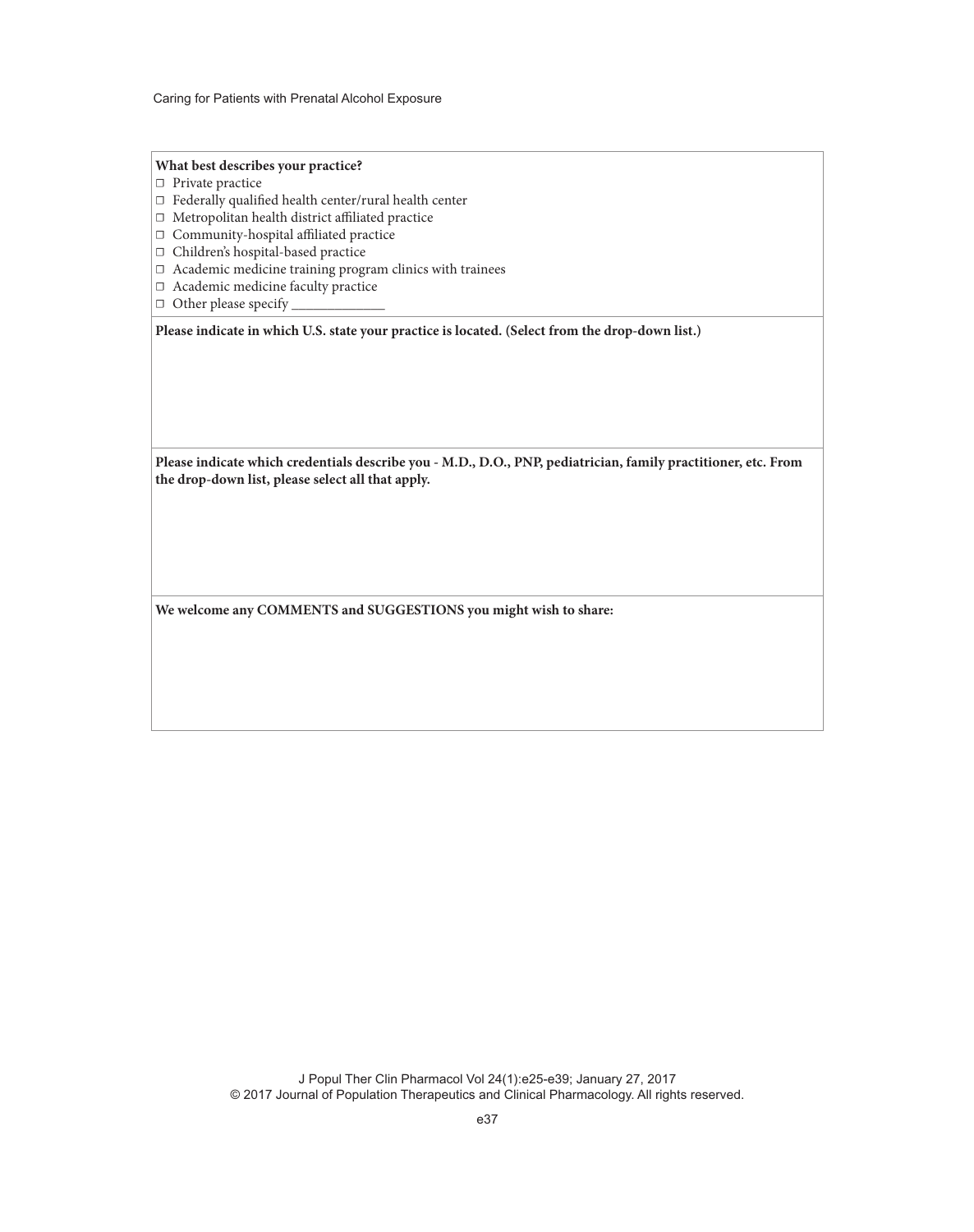**What best describes your practice?**

- ▢ Private practice
- ▢ Federally qualified health center/rural health center
- ▢ Metropolitan health district affiliated practice
- ▢ Community-hospital affiliated practice
- ▢ Children's hospital-based practice
- ▢ Academic medicine training program clinics with trainees
- ▢ Academic medicine faculty practice
- ▢ Other please specify _____________

**Please indicate in which U.S. state your practice is located. (Select from the drop-down list.)**

**Please indicate which credentials describe you - M.D., D.O., PNP, pediatrician, family practitioner, etc. From the drop-down list, please select all that apply.**

**We welcome any COMMENTS and SUGGESTIONS you might wish to share:**